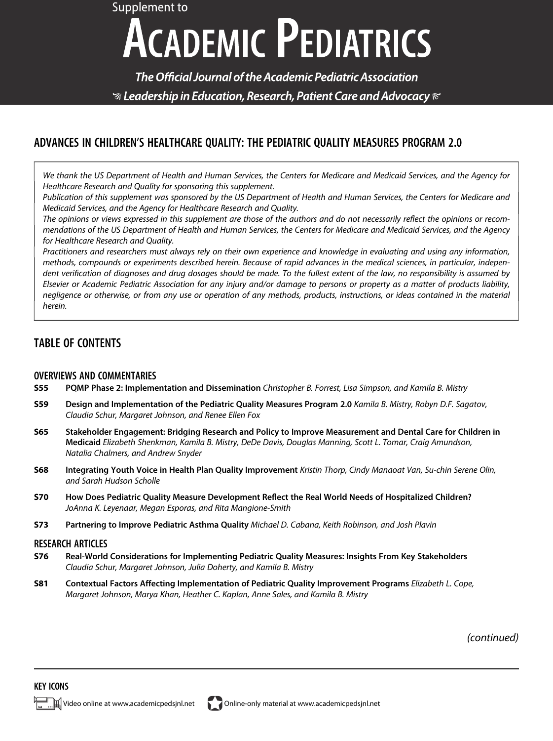Supplement to

# ACADEMIC PEDIATRICS

*The Official Journal of the Academic Pediatric Association*

*Leadership in Education, Research, Patient Care and Advocacy*

## ADVANCES IN CHILDREN'S HEALTHCARE QUALITY: THE PEDIATRIC QUALITY MEASURES PROGRAM 2.0

*We thank the US Department of Health and Human Services, the Centers for Medicare and Medicaid Services, and the Agency for Healthcare Research and Quality for sponsoring this supplement.*
*Publication of this supplement was sponsored by the US Department of Health and Human Services, the Centers for Medicare and Medicaid Services, and the Agency for Healthcare Research and Quality.*
*The opinions or views expressed in this supplement are those of the authors and do not necessarily reflect the opinions or recommendations of the US Department of Health and Human Services, the Centers for Medicare and Medicaid Services, and the Agency for Healthcare Research and Quality.*
*Practitioners and researchers must always rely on their own experience and knowledge in evaluating and using any information, methods, compounds or experiments described herein. Because of rapid advances in the medical sciences, in particular, independent verification of diagnoses and drug dosages should be made. To the fullest extent of the law, no responsibility is assumed by Elsevier or Academic Pediatric Association for any injury and/or damage to persons or property as a matter of products liability, negligence or otherwise, or from any use or operation of any methods, products, instructions, or ideas contained in the material herein.*

## TABLE OF CONTENTS

### OVERVIEWS AND COMMENTARIES

**S55** **PQMP Phase 2: Implementation and Dissemination** *Christopher B. Forrest, Lisa Simpson, and Kamila B. Mistry*

**S59** **Design and Implementation of the Pediatric Quality Measures Program 2.0** *Kamila B. Mistry, Robyn D.F. Sagatov, Claudia Schur, Margaret Johnson, and Renee Ellen Fox*

**S65** **Stakeholder Engagement: Bridging Research and Policy to Improve Measurement and Dental Care for Children in Medicaid** *Elizabeth Shenkman, Kamila B. Mistry, DeDe Davis, Douglas Manning, Scott L. Tomar, Craig Amundson, Natalia Chalmers, and Andrew Snyder*

**S68** **Integrating Youth Voice in Health Plan Quality Improvement** *Kristin Thorp, Cindy Manaoat Van, Su-chin Serene Olin, and Sarah Hudson Scholle*

**S70** **How Does Pediatric Quality Measure Development Reflect the Real World Needs of Hospitalized Children?** *JoAnna K. Leyenaar, Megan Esporas, and Rita Mangione-Smith*

**S73** **Partnering to Improve Pediatric Asthma Quality** *Michael D. Cabana, Keith Robinson, and Josh Plavin*

### RESEARCH ARTICLES

**S76** **Real-World Considerations for Implementing Pediatric Quality Measures: Insights From Key Stakeholders** *Claudia Schur, Margaret Johnson, Julia Doherty, and Kamila B. Mistry*

**S81** **Contextual Factors Affecting Implementation of Pediatric Quality Improvement Programs** *Elizabeth L. Cope, Margaret Johnson, Marya Khan, Heather C. Kaplan, Anne Sales, and Kamila B. Mistry*

*(continued)*

### KEY ICONS

Video online at www.academicpedsjnl.net

Online-only material at www.academicpedsjnl.net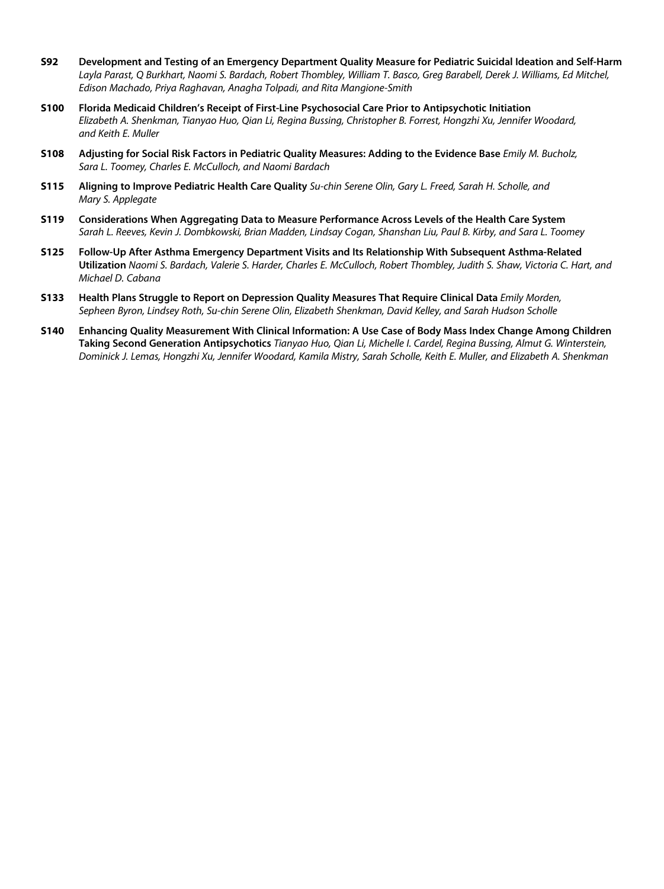**S92** **Development and Testing of an Emergency Department Quality Measure for Pediatric Suicidal Ideation and Self-Harm** *Layla Parast, Q Burkhart, Naomi S. Bardach, Robert Thombley, William T. Basco, Greg Barabell, Derek J. Williams, Ed Mitchel, Edison Machado, Priya Raghavan, Anagha Tolpadi, and Rita Mangione-Smith*

**S100** **Florida Medicaid Children's Receipt of First-Line Psychosocial Care Prior to Antipsychotic Initiation** *Elizabeth A. Shenkman, Tianyao Huo, Qian Li, Regina Bussing, Christopher B. Forrest, Hongzhi Xu, Jennifer Woodard, and Keith E. Muller*

**S108** **Adjusting for Social Risk Factors in Pediatric Quality Measures: Adding to the Evidence Base** *Emily M. Bucholz, Sara L. Toomey, Charles E. McCulloch, and Naomi Bardach*

**S115** **Aligning to Improve Pediatric Health Care Quality** *Su-chin Serene Olin, Gary L. Freed, Sarah H. Scholle, and Mary S. Applegate*

**S119** **Considerations When Aggregating Data to Measure Performance Across Levels of the Health Care System** *Sarah L. Reeves, Kevin J. Dombkowski, Brian Madden, Lindsay Cogan, Shanshan Liu, Paul B. Kirby, and Sara L. Toomey*

**S125** **Follow-Up After Asthma Emergency Department Visits and Its Relationship With Subsequent Asthma-Related Utilization** *Naomi S. Bardach, Valerie S. Harder, Charles E. McCulloch, Robert Thombley, Judith S. Shaw, Victoria C. Hart, and Michael D. Cabana*

**S133** **Health Plans Struggle to Report on Depression Quality Measures That Require Clinical Data** *Emily Morden, Sepheen Byron, Lindsey Roth, Su-chin Serene Olin, Elizabeth Shenkman, David Kelley, and Sarah Hudson Scholle*

**S140** **Enhancing Quality Measurement With Clinical Information: A Use Case of Body Mass Index Change Among Children Taking Second Generation Antipsychotics** *Tianyao Huo, Qian Li, Michelle I. Cardel, Regina Bussing, Almut G. Winterstein, Dominick J. Lemas, Hongzhi Xu, Jennifer Woodard, Kamila Mistry, Sarah Scholle, Keith E. Muller, and Elizabeth A. Shenkman*